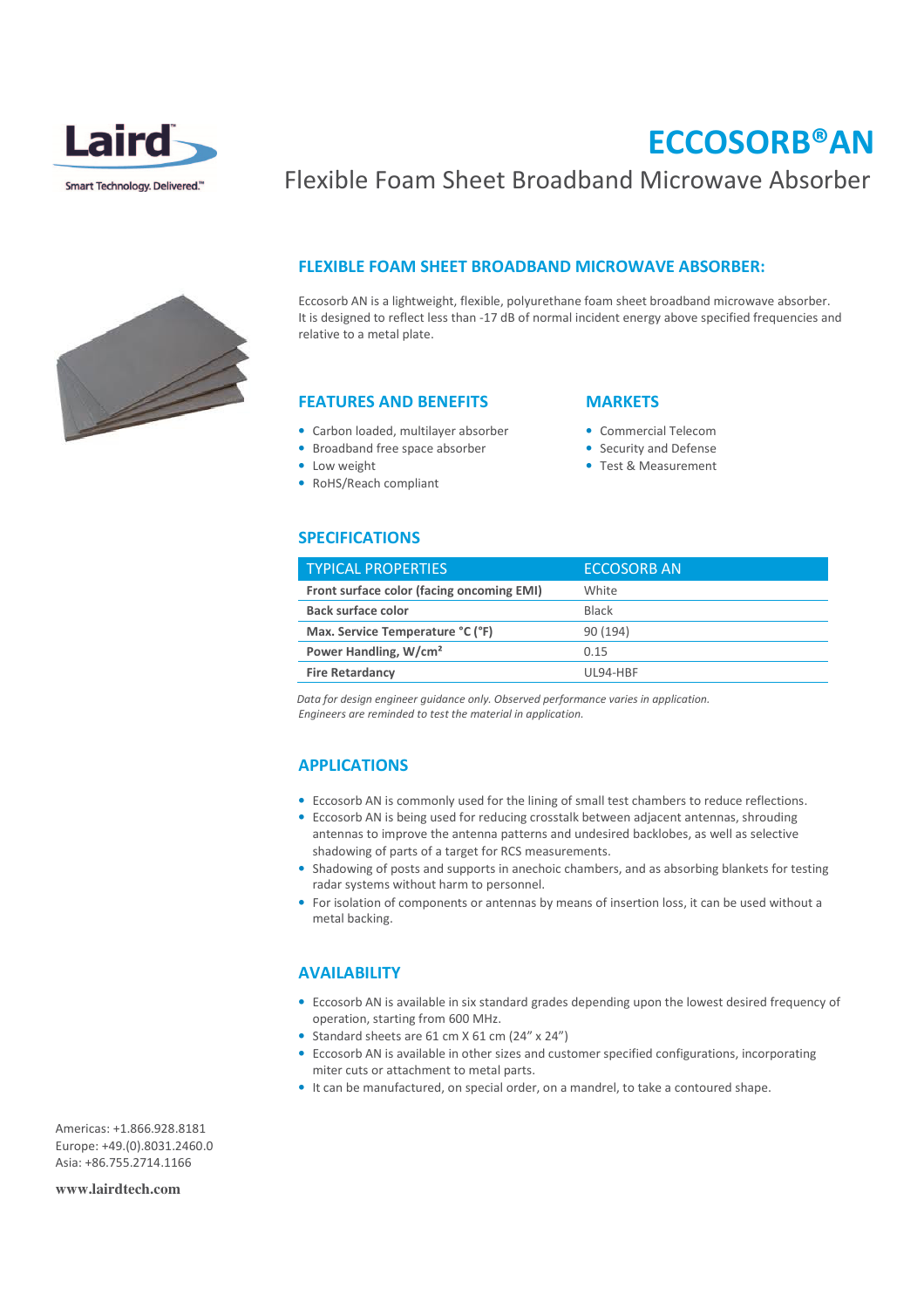# ECCOSORB®AN

Flexible Foam Sheet Broadband Microwave Absorber

## FLEXIBLE FOAM SHEET BROADBAND MICROWAVE ABSORBER:

Eccosorb AN is a lightweight, flexible, polyurethane foam sheet broadband microwave absorber. It is designed to reflect less than -17 dB of normal incident energy above specified frequencies and relative to a metal plate.

## FEATURES AND BENEFITS

- Carbon loaded, multilayer absorber
- Broadband free space absorber
- Low weight
- RoHS/Reach compliant

## MARKETS

- Commercial Telecom
- Security and Defense
- Test & Measurement

## SPECIFICATIONS

| TYPICAL PROPERTIES | ECCOSORB AN |
|---|---|
| **Front surface color (facing oncoming EMI)** | White |
| **Back surface color** | Black |
| **Max. Service Temperature °C (°F)** | 90 (194) |
| **Power Handling, W/cm²** | 0.15 |
| **Fire Retardancy** | UL94-HBF |

*Data for design engineer guidance only. Observed performance varies in application. Engineers are reminded to test the material in application.*

## APPLICATIONS

- Eccosorb AN is commonly used for the lining of small test chambers to reduce reflections.
- Eccosorb AN is being used for reducing crosstalk between adjacent antennas, shrouding antennas to improve the antenna patterns and undesired backlobes, as well as selective shadowing of parts of a target for RCS measurements.
- Shadowing of posts and supports in anechoic chambers, and as absorbing blankets for testing radar systems without harm to personnel.
- For isolation of components or antennas by means of insertion loss, it can be used without a metal backing.

## AVAILABILITY

- Eccosorb AN is available in six standard grades depending upon the lowest desired frequency of operation, starting from 600 MHz.
- Standard sheets are 61 cm X 61 cm (24" x 24")
- Eccosorb AN is available in other sizes and customer specified configurations, incorporating miter cuts or attachment to metal parts.
- It can be manufactured, on special order, on a mandrel, to take a contoured shape.

Americas: +1.866.928.8181
Europe: +49.(0).8031.2460.0
Asia: +86.755.2714.1166

www.lairdtech.com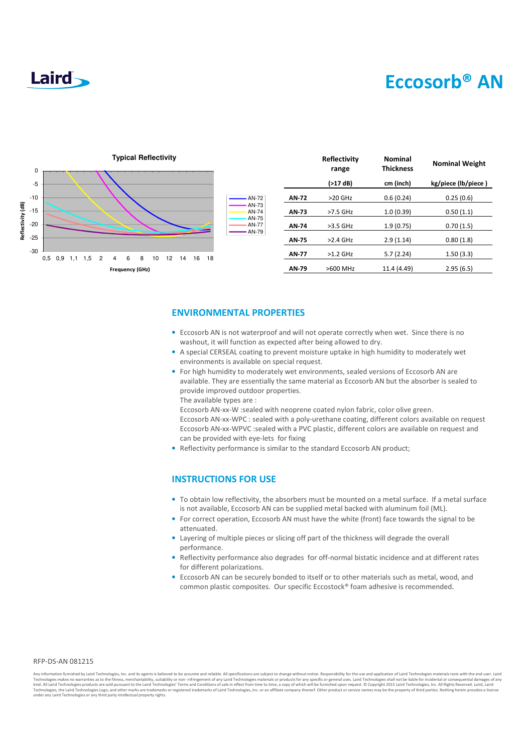Laird

# Eccosorb® AN

Typical Reflectivity

0
-5
-10
-15
-20
-25
-30

Reflectivity (dB)

0,5 0,9 1,1 1,5 2 4 6 8 10 12 14 16 18

Frequency (GHz)

AN-72
AN-73
AN-74
AN-75
AN-77
AN-79

| | Reflectivity range | Nominal Thickness | Nominal Weight |
|---|---|---|---|
| | (>17 dB) | cm (inch) | kg/piece (lb/piece ) |
| **AN-72** | >20 GHz | 0.6 (0.24) | 0.25 (0.6) |
| **AN-73** | >7.5 GHz | 1.0 (0.39) | 0.50 (1.1) |
| **AN-74** | >3.5 GHz | 1.9 (0.75) | 0.70 (1.5) |
| **AN-75** | >2.4 GHz | 2.9 (1.14) | 0.80 (1.8) |
| **AN-77** | >1.2 GHz | 5.7 (2.24) | 1.50 (3.3) |
| **AN-79** | >600 MHz | 11.4 (4.49) | 2.95 (6.5) |

## ENVIRONMENTAL PROPERTIES

- Eccosorb AN is not waterproof and will not operate correctly when wet. Since there is no washout, it will function as expected after being allowed to dry.
- A special CERSEAL coating to prevent moisture uptake in high humidity to moderately wet environments is available on special request.
- For high humidity to moderately wet environments, sealed versions of Eccosorb AN are available. They are essentially the same material as Eccosorb AN but the absorber is sealed to provide improved outdoor properties.
  The available types are :
  Eccosorb AN-xx-W :sealed with neoprene coated nylon fabric, color olive green.
  Eccosorb AN-xx-WPC : sealed with a poly-urethane coating, different colors available on request
  Eccosorb AN-xx-WPVC :sealed with a PVC plastic, different colors are available on request and can be provided with eye-lets for fixing
- Reflectivity performance is similar to the standard Eccosorb AN product;

## INSTRUCTIONS FOR USE

- To obtain low reflectivity, the absorbers must be mounted on a metal surface. If a metal surface is not available, Eccosorb AN can be supplied metal backed with aluminum foil (ML).
- For correct operation, Eccosorb AN must have the white (front) face towards the signal to be attenuated.
- Layering of multiple pieces or slicing off part of the thickness will degrade the overall performance.
- Reflectivity performance also degrades for off-normal bistatic incidence and at different rates for different polarizations.
- Eccosorb AN can be securely bonded to itself or to other materials such as metal, wood, and common plastic composites. Our specific Eccostock® foam adhesive is recommended.

RFP-DS-AN 081215

Any information furnished by Laird Technologies, Inc. and its agents is believed to be accurate and reliable. All specifications are subject to change without notice. Responsibility for the use and application of Laird Technologies materials rests with the end user. Laird Technologies makes no warranties as to the fitness, merchantability, suitability or non- infringement of any Laird Technologies materials or products for any specific or general uses. Laird Technologies shall not be liable for incidental or consequential damages of any kind. All Laird Technologies products are sold pursuant to the Laird Technologies' Terms and Conditions of sale in effect from time to time, a copy of which will be furnished upon request. © Copyright 2015 Laird Technologies, Inc. All Rights Reserved. Laird, Laird Technologies, the Laird Technologies Logo, and other marks are trademarks or registered trademarks of Laird Technologies, Inc. or an affiliate company thereof. Other product or service names may be the property of third parties. Nothing herein provides a license under any Laird Technologies or any third party intellectual property rights.